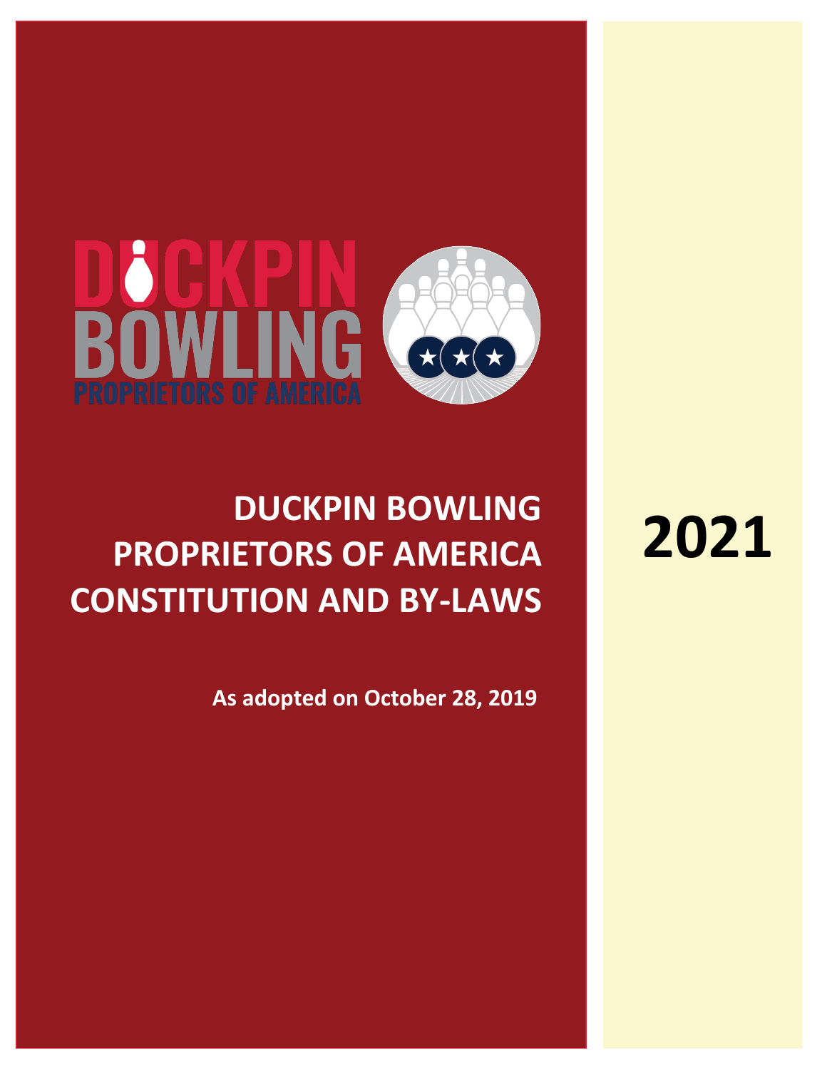DUCKPIN BOWLING
PROPRIETORS OF AMERICA

# DUCKPIN BOWLING PROPRIETORS OF AMERICA CONSTITUTION AND BY-LAWS

# 2021

**As adopted on October 28, 2019**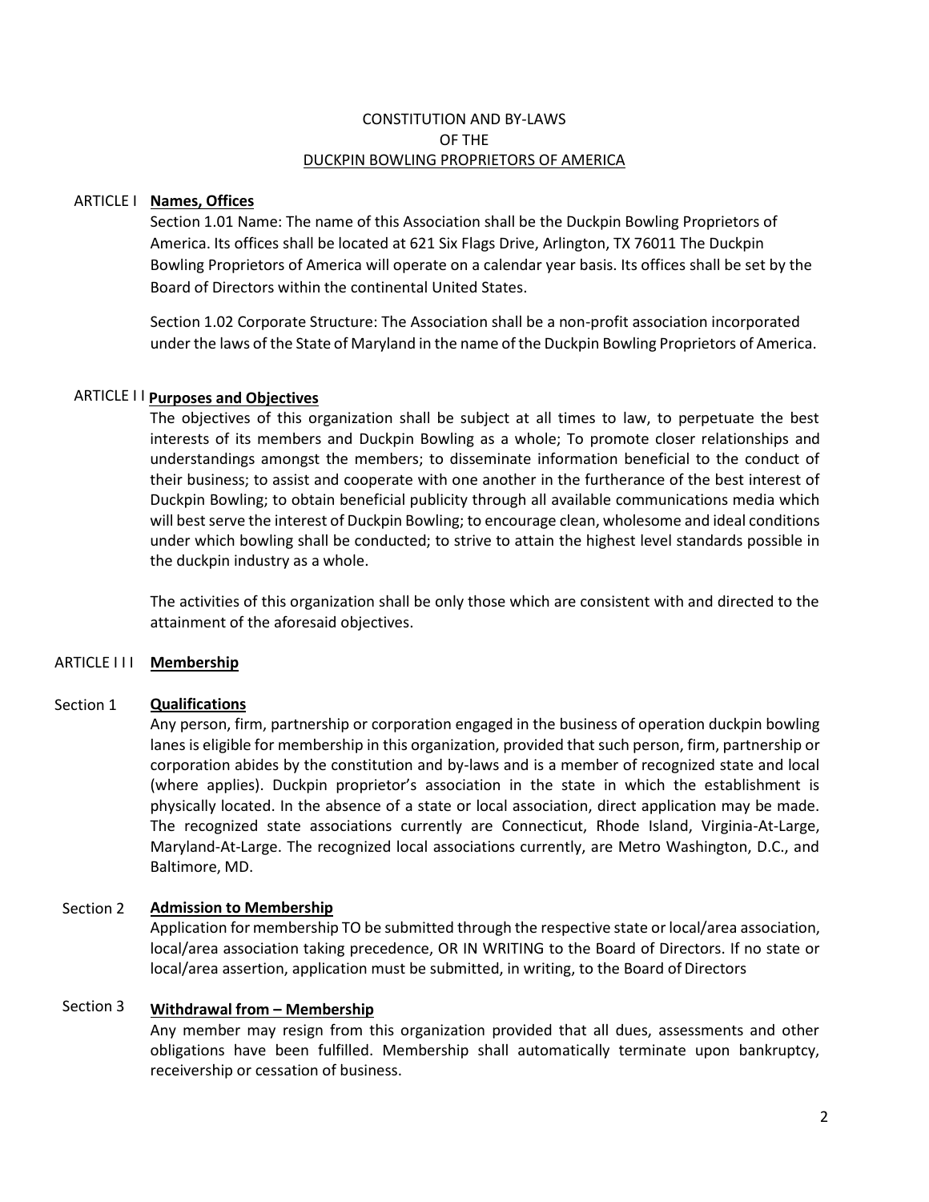CONSTITUTION AND BY-LAWS
OF THE
DUCKPIN BOWLING PROPRIETORS OF AMERICA

## ARTICLE I **Names, Offices**

Section 1.01 Name: The name of this Association shall be the Duckpin Bowling Proprietors of America. Its offices shall be located at 621 Six Flags Drive, Arlington, TX 76011 The Duckpin Bowling Proprietors of America will operate on a calendar year basis. Its offices shall be set by the Board of Directors within the continental United States.

Section 1.02 Corporate Structure: The Association shall be a non-profit association incorporated under the laws of the State of Maryland in the name of the Duckpin Bowling Proprietors of America.

## ARTICLE I I **Purposes and Objectives**

The objectives of this organization shall be subject at all times to law, to perpetuate the best interests of its members and Duckpin Bowling as a whole; To promote closer relationships and understandings amongst the members; to disseminate information beneficial to the conduct of their business; to assist and cooperate with one another in the furtherance of the best interest of Duckpin Bowling; to obtain beneficial publicity through all available communications media which will best serve the interest of Duckpin Bowling; to encourage clean, wholesome and ideal conditions under which bowling shall be conducted; to strive to attain the highest level standards possible in the duckpin industry as a whole.

The activities of this organization shall be only those which are consistent with and directed to the attainment of the aforesaid objectives.

## ARTICLE I I I **Membership**

### Section 1 **Qualifications**

Any person, firm, partnership or corporation engaged in the business of operation duckpin bowling lanes is eligible for membership in this organization, provided that such person, firm, partnership or corporation abides by the constitution and by-laws and is a member of recognized state and local (where applies). Duckpin proprietor's association in the state in which the establishment is physically located. In the absence of a state or local association, direct application may be made. The recognized state associations currently are Connecticut, Rhode Island, Virginia-At-Large, Maryland-At-Large. The recognized local associations currently, are Metro Washington, D.C., and Baltimore, MD.

### Section 2 **Admission to Membership**

Application for membership TO be submitted through the respective state or local/area association, local/area association taking precedence, OR IN WRITING to the Board of Directors. If no state or local/area assertion, application must be submitted, in writing, to the Board of Directors

### Section 3 **Withdrawal from – Membership**

Any member may resign from this organization provided that all dues, assessments and other obligations have been fulfilled. Membership shall automatically terminate upon bankruptcy, receivership or cessation of business.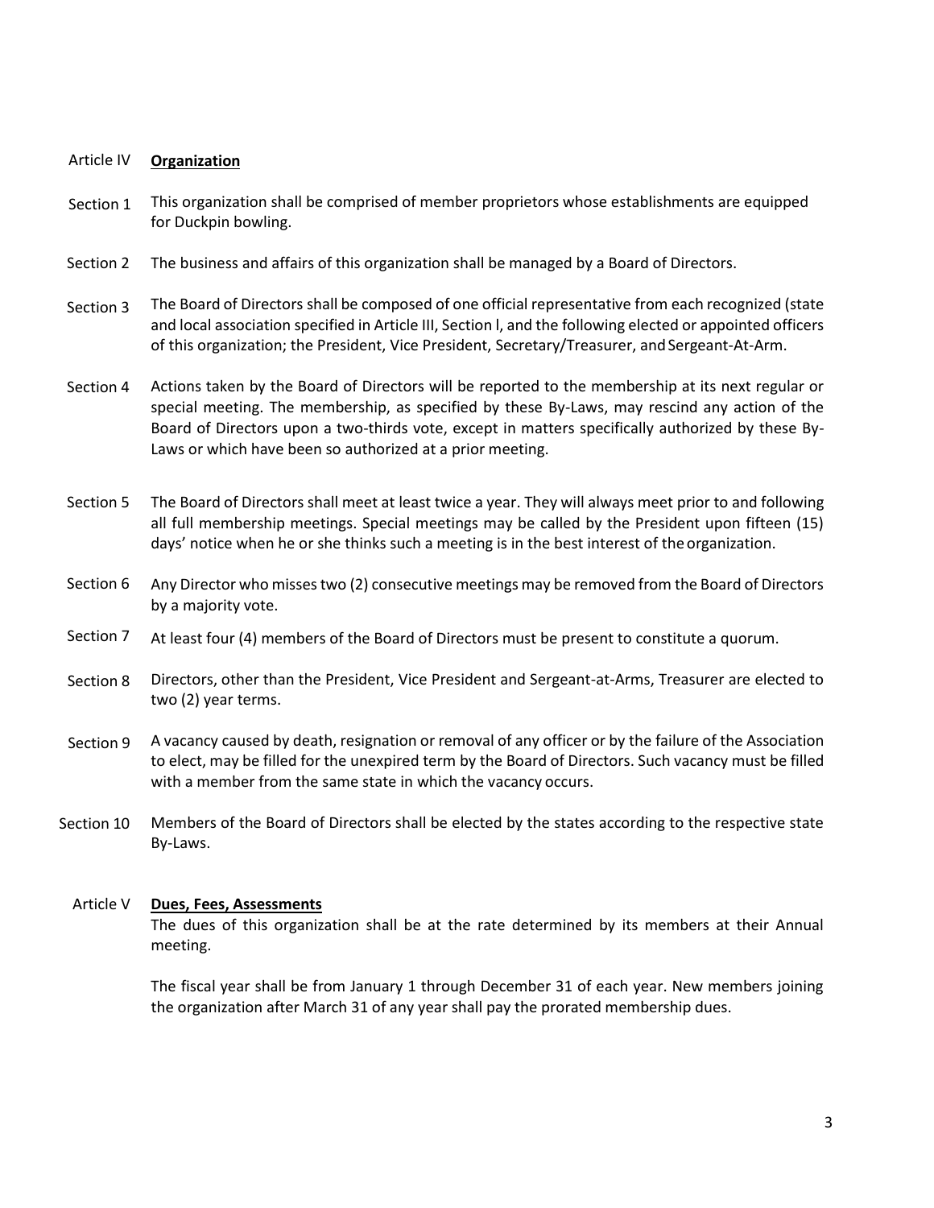## Article IV **Organization**

**Section 1** This organization shall be comprised of member proprietors whose establishments are equipped for Duckpin bowling.

**Section 2** The business and affairs of this organization shall be managed by a Board of Directors.

**Section 3** The Board of Directors shall be composed of one official representative from each recognized (state and local association specified in Article III, Section l, and the following elected or appointed officers of this organization; the President, Vice President, Secretary/Treasurer, and Sergeant-At-Arm.

**Section 4** Actions taken by the Board of Directors will be reported to the membership at its next regular or special meeting. The membership, as specified by these By-Laws, may rescind any action of the Board of Directors upon a two-thirds vote, except in matters specifically authorized by these By-Laws or which have been so authorized at a prior meeting.

**Section 5** The Board of Directors shall meet at least twice a year. They will always meet prior to and following all full membership meetings. Special meetings may be called by the President upon fifteen (15) days' notice when he or she thinks such a meeting is in the best interest of the organization.

**Section 6** Any Director who misses two (2) consecutive meetings may be removed from the Board of Directors by a majority vote.

**Section 7** At least four (4) members of the Board of Directors must be present to constitute a quorum.

**Section 8** Directors, other than the President, Vice President and Sergeant-at-Arms, Treasurer are elected to two (2) year terms.

**Section 9** A vacancy caused by death, resignation or removal of any officer or by the failure of the Association to elect, may be filled for the unexpired term by the Board of Directors. Such vacancy must be filled with a member from the same state in which the vacancy occurs.

**Section 10** Members of the Board of Directors shall be elected by the states according to the respective state By-Laws.

## Article V **Dues, Fees, Assessments**

The dues of this organization shall be at the rate determined by its members at their Annual meeting.

The fiscal year shall be from January 1 through December 31 of each year. New members joining the organization after March 31 of any year shall pay the prorated membership dues.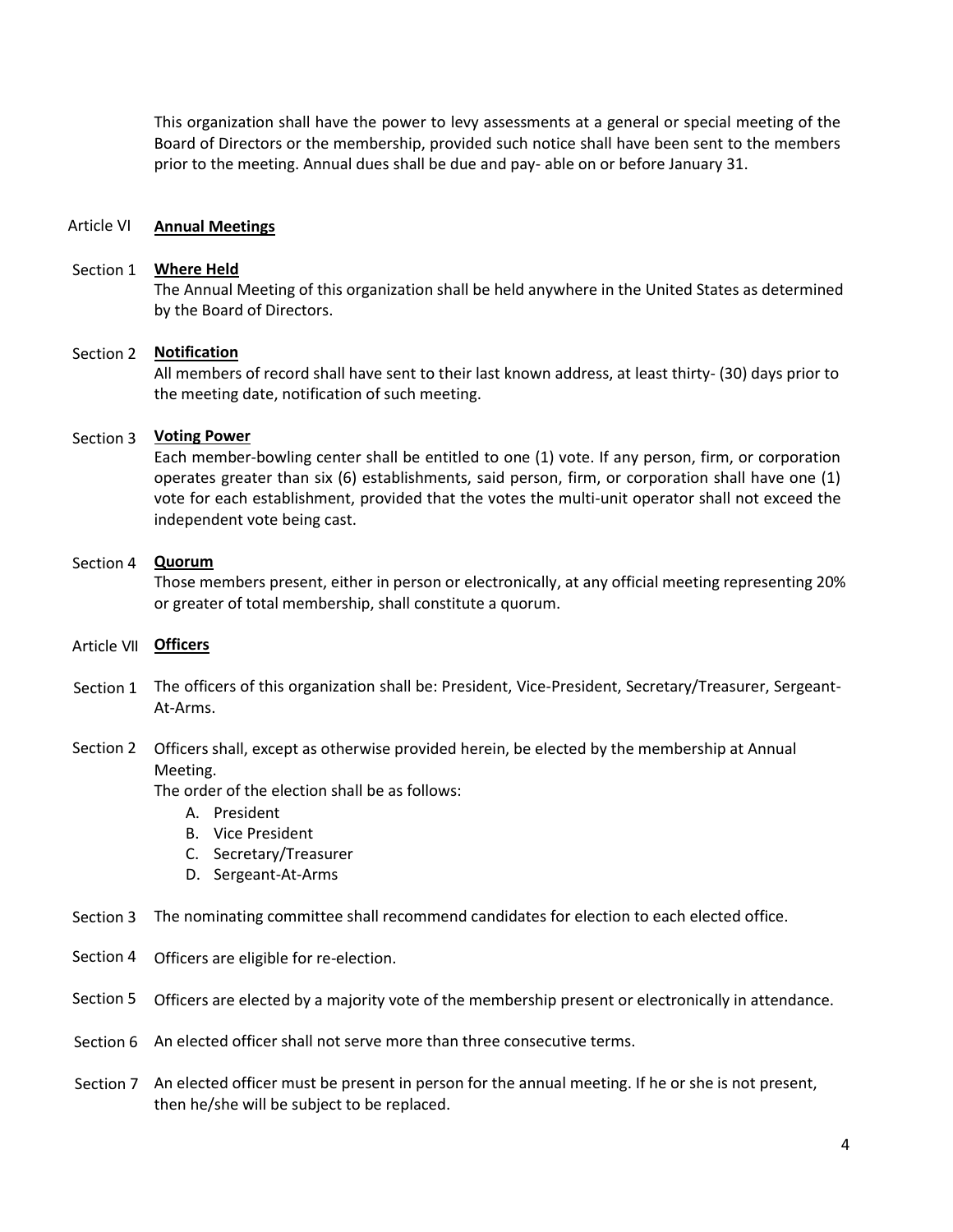This organization shall have the power to levy assessments at a general or special meeting of the Board of Directors or the membership, provided such notice shall have been sent to the members prior to the meeting. Annual dues shall be due and pay- able on or before January 31.

## Article VI **Annual Meetings**

### Section 1 **Where Held**

The Annual Meeting of this organization shall be held anywhere in the United States as determined by the Board of Directors.

### Section 2 **Notification**

All members of record shall have sent to their last known address, at least thirty- (30) days prior to the meeting date, notification of such meeting.

### Section 3 **Voting Power**

Each member-bowling center shall be entitled to one (1) vote. If any person, firm, or corporation operates greater than six (6) establishments, said person, firm, or corporation shall have one (1) vote for each establishment, provided that the votes the multi-unit operator shall not exceed the independent vote being cast.

### Section 4 **Quorum**

Those members present, either in person or electronically, at any official meeting representing 20% or greater of total membership, shall constitute a quorum.

## Article VII **Officers**

Section 1 The officers of this organization shall be: President, Vice-President, Secretary/Treasurer, Sergeant-At-Arms.

Section 2 Officers shall, except as otherwise provided herein, be elected by the membership at Annual Meeting.

The order of the election shall be as follows:

- A. President
- B. Vice President
- C. Secretary/Treasurer
- D. Sergeant-At-Arms

Section 3 The nominating committee shall recommend candidates for election to each elected office.

Section 4 Officers are eligible for re-election.

Section 5 Officers are elected by a majority vote of the membership present or electronically in attendance.

Section 6 An elected officer shall not serve more than three consecutive terms.

Section 7 An elected officer must be present in person for the annual meeting. If he or she is not present, then he/she will be subject to be replaced.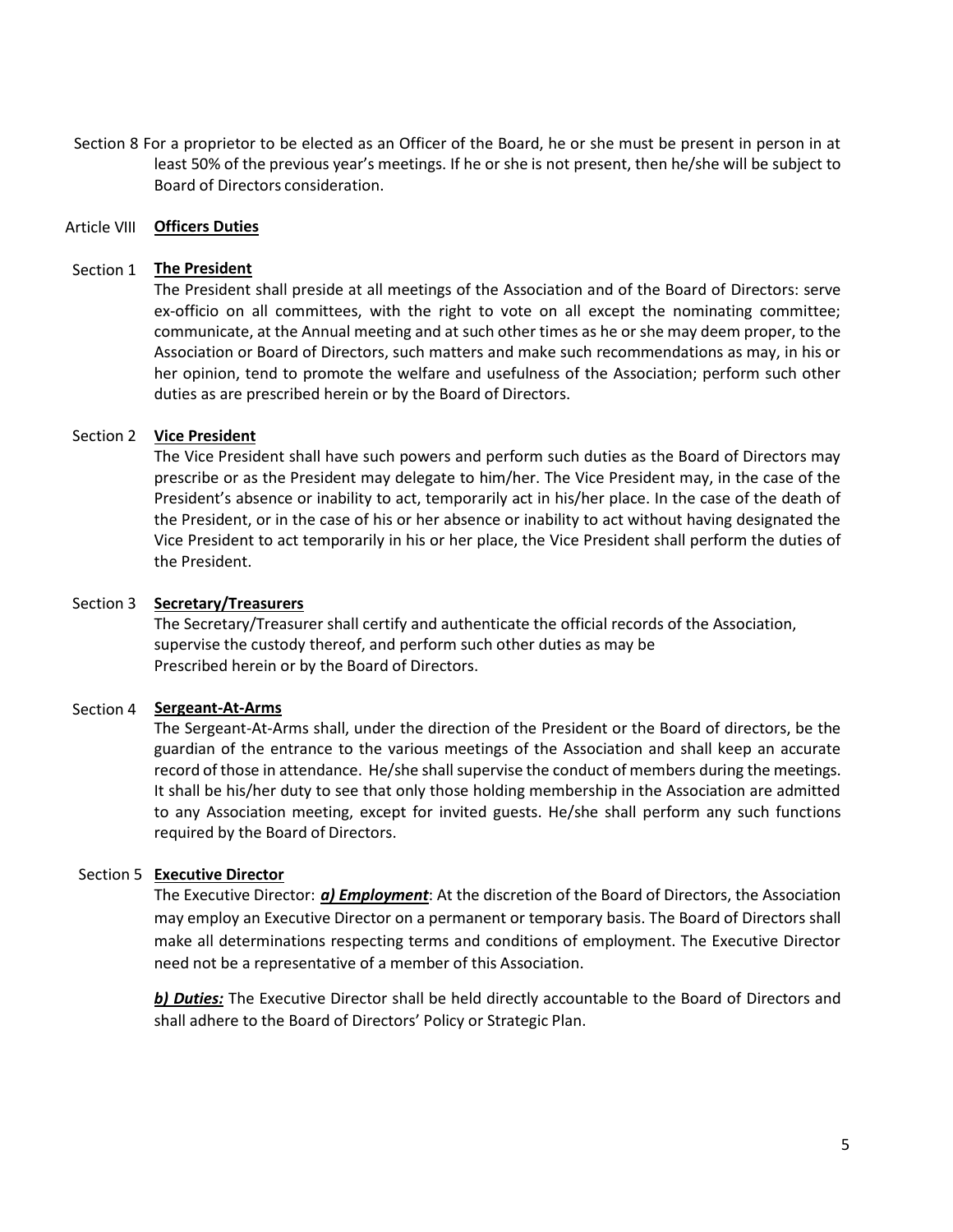Section 8 For a proprietor to be elected as an Officer of the Board, he or she must be present in person in at least 50% of the previous year's meetings. If he or she is not present, then he/she will be subject to Board of Directors consideration.

## Article VIII **Officers Duties**

### Section 1 **The President**

The President shall preside at all meetings of the Association and of the Board of Directors: serve ex-officio on all committees, with the right to vote on all except the nominating committee; communicate, at the Annual meeting and at such other times as he or she may deem proper, to the Association or Board of Directors, such matters and make such recommendations as may, in his or her opinion, tend to promote the welfare and usefulness of the Association; perform such other duties as are prescribed herein or by the Board of Directors.

### Section 2 **Vice President**

The Vice President shall have such powers and perform such duties as the Board of Directors may prescribe or as the President may delegate to him/her. The Vice President may, in the case of the President's absence or inability to act, temporarily act in his/her place. In the case of the death of the President, or in the case of his or her absence or inability to act without having designated the Vice President to act temporarily in his or her place, the Vice President shall perform the duties of the President.

### Section 3 **Secretary/Treasurers**

The Secretary/Treasurer shall certify and authenticate the official records of the Association, supervise the custody thereof, and perform such other duties as may be Prescribed herein or by the Board of Directors.

### Section 4 **Sergeant-At-Arms**

The Sergeant-At-Arms shall, under the direction of the President or the Board of directors, be the guardian of the entrance to the various meetings of the Association and shall keep an accurate record of those in attendance. He/she shall supervise the conduct of members during the meetings. It shall be his/her duty to see that only those holding membership in the Association are admitted to any Association meeting, except for invited guests. He/she shall perform any such functions required by the Board of Directors.

### Section 5 **Executive Director**

The Executive Director: ***a) Employment***: At the discretion of the Board of Directors, the Association may employ an Executive Director on a permanent or temporary basis. The Board of Directors shall make all determinations respecting terms and conditions of employment. The Executive Director need not be a representative of a member of this Association.

***b) Duties:*** The Executive Director shall be held directly accountable to the Board of Directors and shall adhere to the Board of Directors' Policy or Strategic Plan.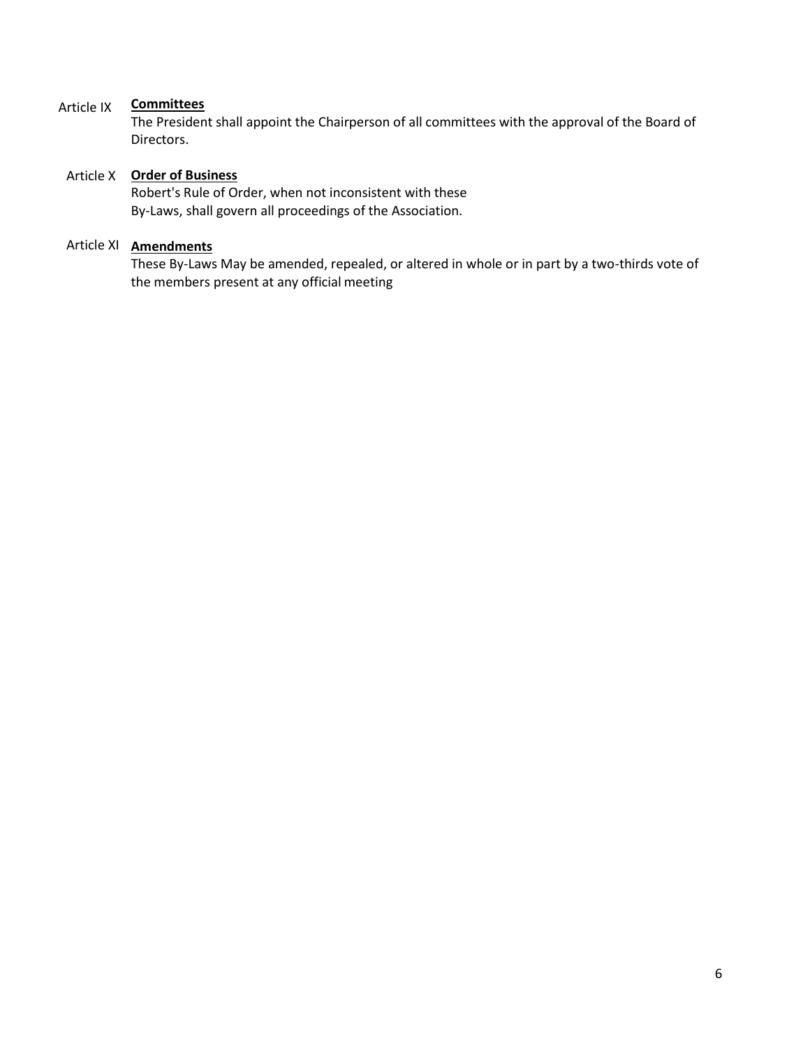Article IX **<u>Committees</u>**

The President shall appoint the Chairperson of all committees with the approval of the Board of Directors.

Article X **<u>Order of Business</u>**

Robert's Rule of Order, when not inconsistent with these By-Laws, shall govern all proceedings of the Association.

Article XI **<u>Amendments</u>**

These By-Laws May be amended, repealed, or altered in whole or in part by a two-thirds vote of the members present at any official meeting